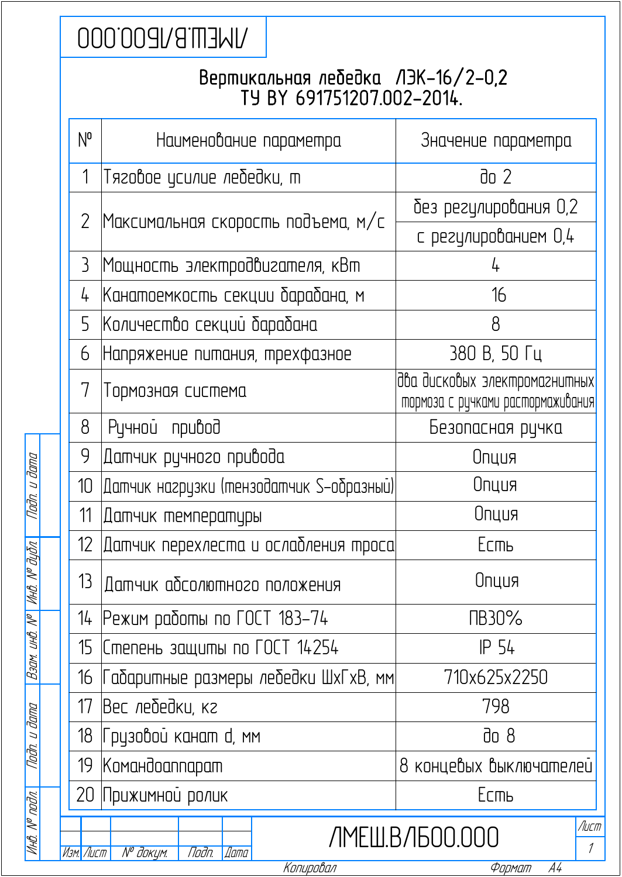ЛМЕШ.В/Л600.000

# Вертикальная лебедка ЛЭК-16/2-0,2
## ТУ BY 691751207.002-2014.

| № | Наименование параметра | Значение параметра |
|---|---|---|
| 1 | Тяговое усилие лебедки, т | до 2 |
| 2 | Максимальная скорость подъема, м/с | без регулирования 0,2 |
| | | с регулированием 0,4 |
| 3 | Мощность электродвигателя, кВт | 4 |
| 4 | Канатоемкость секции барабана, м | 16 |
| 5 | Количество секций барабана | 8 |
| 6 | Напряжение питания, трехфазное | 380 В, 50 Гц |
| 7 | Тормозная система | два дисковых электромагнитных тормоза с ручками растормаживания |
| 8 | Ручной привод | Безопасная ручка |
| 9 | Датчик ручного привода | Опция |
| 10 | Датчик нагрузки (тензодатчик S-образный) | Опция |
| 11 | Датчик температуры | Опция |
| 12 | Датчик перехлеста и ослабления троса | Есть |
| 13 | Датчик абсолютного положения | Опция |
| 14 | Режим работы по ГОСТ 183-74 | ПВ30% |
| 15 | Степень защиты по ГОСТ 14254 | IP 54 |
| 16 | Габаритные размеры лебедки ШхГхВ, мм | 710x625x2250 |
| 17 | Вес лебедки, кг | 798 |
| 18 | Грузовой канат d, мм | до 8 |
| 19 | Командоаппарат | 8 концевых выключателей |
| 20 | Прижимной ролик | Есть |

ЛМЕШ.В/Л600.000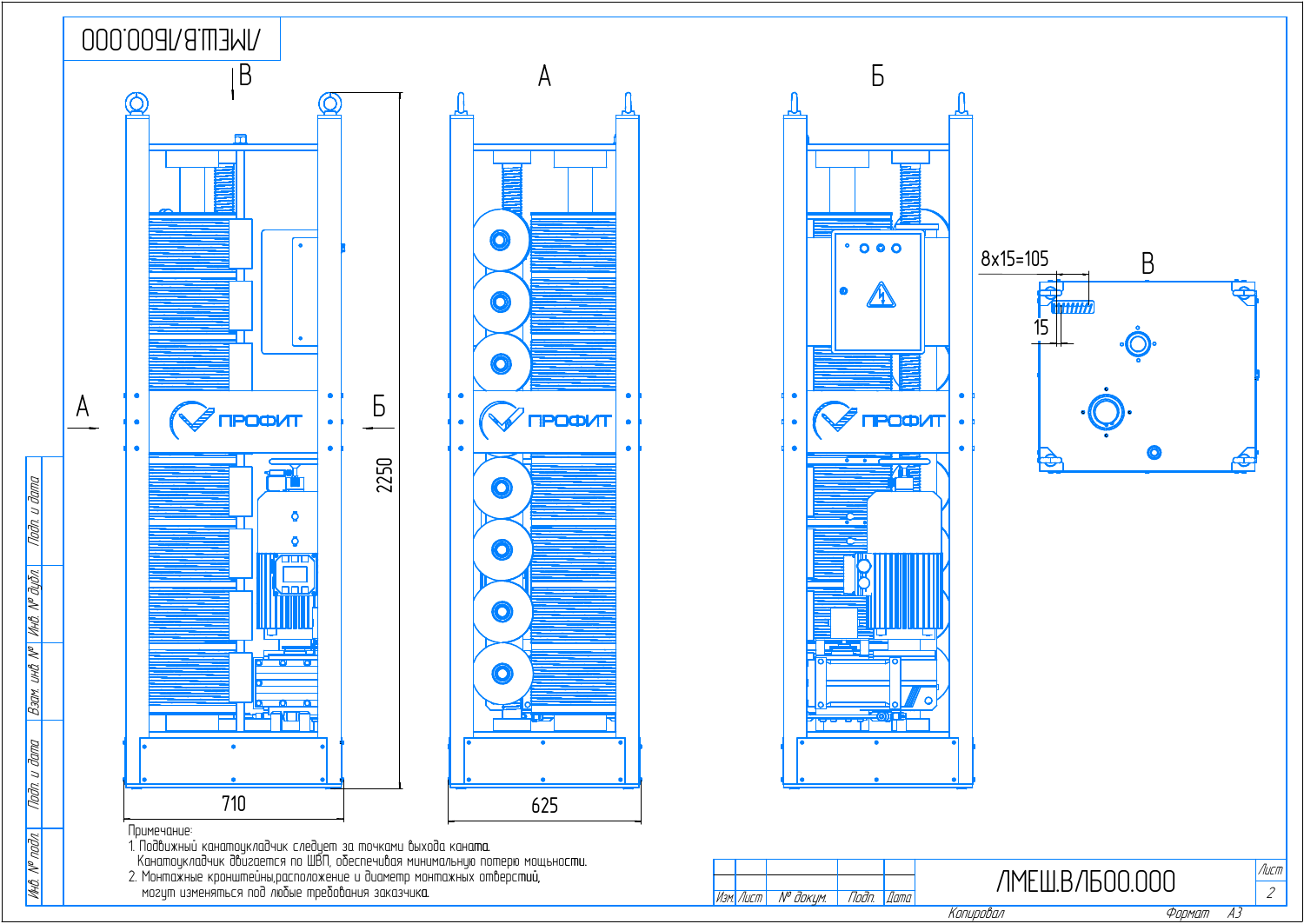Примечание:

1. Подвижный канатоукладчик следует за точками выхода каната. Канатоукладчик двигается по ШВП, обеспечивая минимальную потерю мощности.
2. Монтажные кронштейны, расположение и диаметр монтажных отверстий, могут изменяться под любые требования заказчика.

В

А

Б

В

А

Б

2250

710

625

8x15=105

15

ПРОФИТ

| Изм. | Лист | № докум. | Подп. | Дата |
|---|---|---|---|---|

ЛМЕШ.В/1600.000

Лист 2

Копировал

Формат А3